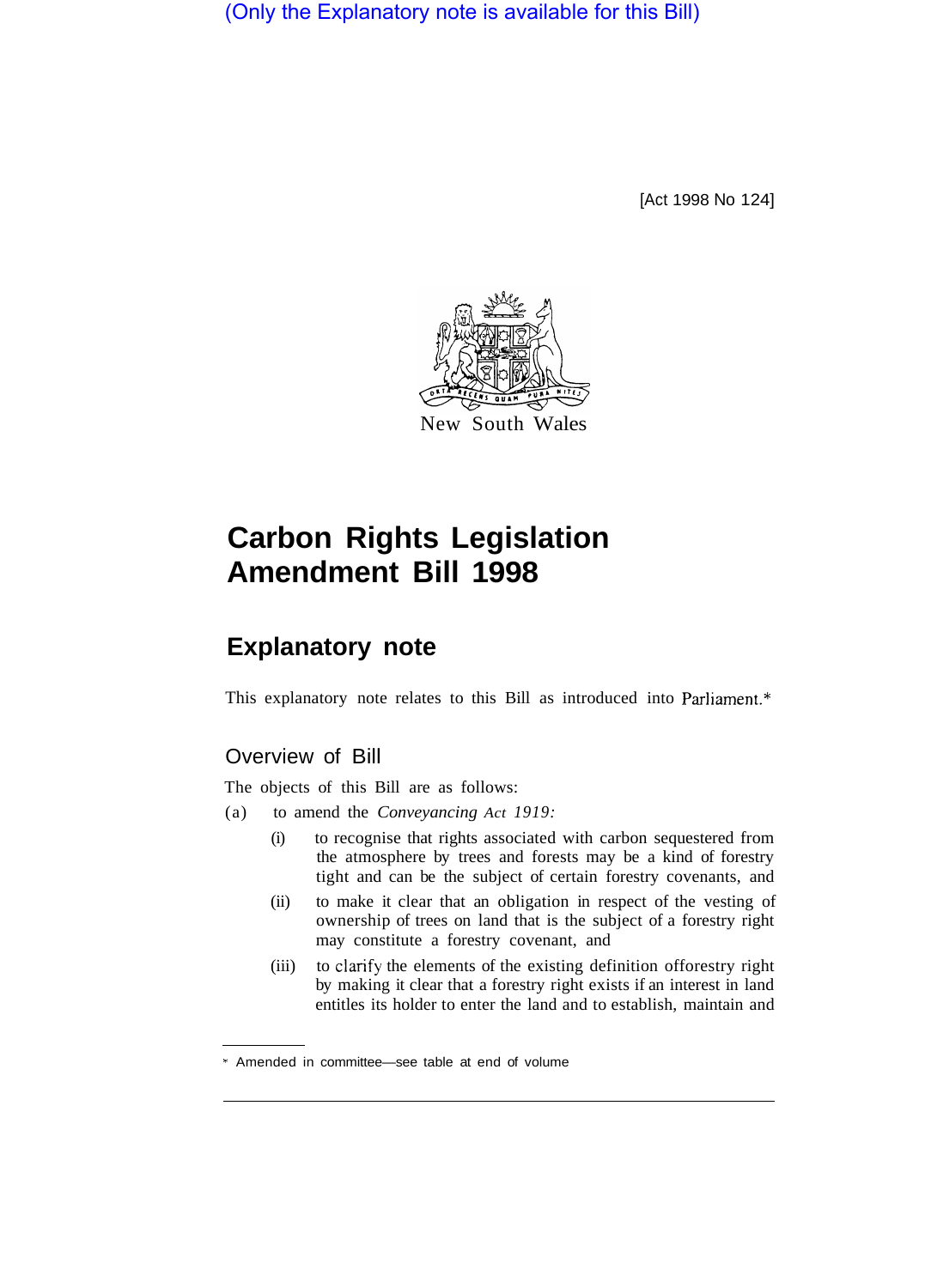(Only the Explanatory note is available for this Bill)

[Act 1998 No 124]

New South Wales

# Carbon Rights Legislation Amendment Bill 1998

## Explanatory note

This explanatory note relates to this Bill as introduced into Parliament.*

### Overview of Bill

The objects of this Bill are as follows:

(a) to amend the *Conveyancing Act 1919:*

(i) to recognise that rights associated with carbon sequestered from the atmosphere by trees and forests may be a kind of forestry tight and can be the subject of certain forestry covenants, and

(ii) to make it clear that an obligation in respect of the vesting of ownership of trees on land that is the subject of a forestry right may constitute a forestry covenant, and

(iii) to clarify the elements of the existing definition offorestry right by making it clear that a forestry right exists if an interest in land entitles its holder to enter the land and to establish, maintain and

* Amended in committee—see table at end of volume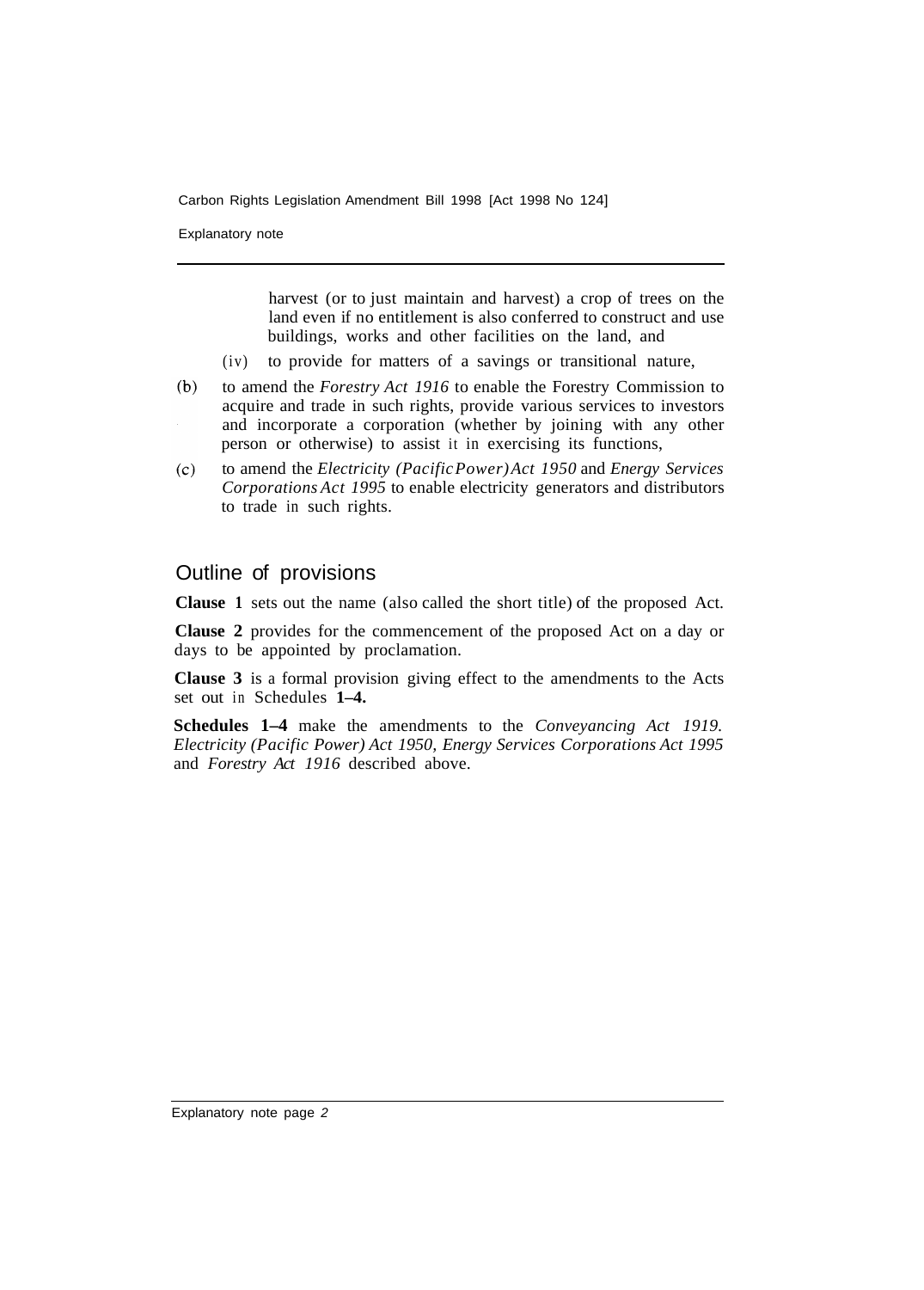harvest (or to just maintain and harvest) a crop of trees on the land even if no entitlement is also conferred to construct and use buildings, works and other facilities on the land, and

(iv) to provide for matters of a savings or transitional nature,

(b) to amend the *Forestry Act 1916* to enable the Forestry Commission to acquire and trade in such rights, provide various services to investors and incorporate a corporation (whether by joining with any other person or otherwise) to assist it in exercising its functions,

(c) to amend the *Electricity (Pacific Power) Act 1950* and *Energy Services Corporations Act 1995* to enable electricity generators and distributors to trade in such rights.

## Outline of provisions

**Clause 1** sets out the name (also called the short title) of the proposed Act.

**Clause 2** provides for the commencement of the proposed Act on a day or days to be appointed by proclamation.

**Clause 3** is a formal provision giving effect to the amendments to the Acts set out in Schedules **1–4.**

**Schedules 1–4** make the amendments to the *Conveyancing Act 1919. Electricity (Pacific Power) Act 1950, Energy Services Corporations Act 1995* and *Forestry Act 1916* described above.